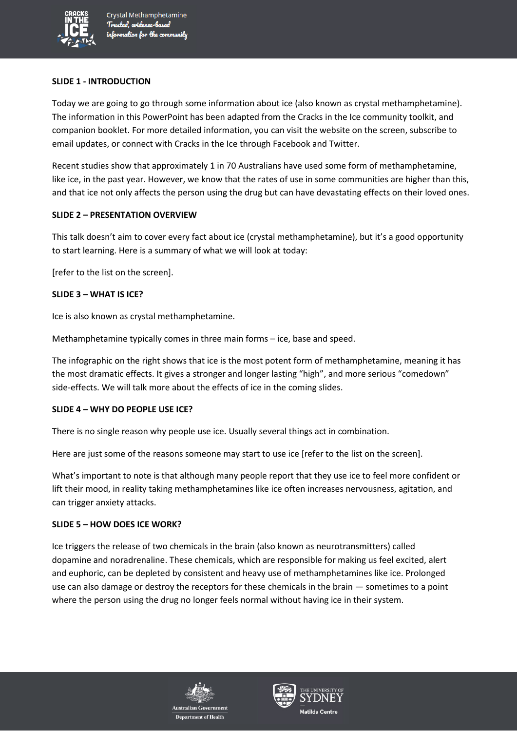## SLIDE 1 - INTRODUCTION

Today we are going to go through some information about ice (also known as crystal methamphetamine). The information in this PowerPoint has been adapted from the Cracks in the Ice community toolkit, and companion booklet. For more detailed information, you can visit the website on the screen, subscribe to email updates, or connect with Cracks in the Ice through Facebook and Twitter.

Recent studies show that approximately 1 in 70 Australians have used some form of methamphetamine, like ice, in the past year. However, we know that the rates of use in some communities are higher than this, and that ice not only affects the person using the drug but can have devastating effects on their loved ones.

## SLIDE 2 – PRESENTATION OVERVIEW

This talk doesn't aim to cover every fact about ice (crystal methamphetamine), but it's a good opportunity to start learning. Here is a summary of what we will look at today:

[refer to the list on the screen].

## SLIDE 3 – WHAT IS ICE?

Ice is also known as crystal methamphetamine.

Methamphetamine typically comes in three main forms – ice, base and speed.

The infographic on the right shows that ice is the most potent form of methamphetamine, meaning it has the most dramatic effects. It gives a stronger and longer lasting "high", and more serious "comedown" side-effects. We will talk more about the effects of ice in the coming slides.

## SLIDE 4 – WHY DO PEOPLE USE ICE?

There is no single reason why people use ice. Usually several things act in combination.

Here are just some of the reasons someone may start to use ice [refer to the list on the screen].

What's important to note is that although many people report that they use ice to feel more confident or lift their mood, in reality taking methamphetamines like ice often increases nervousness, agitation, and can trigger anxiety attacks.

## SLIDE 5 – HOW DOES ICE WORK?

Ice triggers the release of two chemicals in the brain (also known as neurotransmitters) called dopamine and noradrenaline. These chemicals, which are responsible for making us feel excited, alert and euphoric, can be depleted by consistent and heavy use of methamphetamines like ice. Prolonged use can also damage or destroy the receptors for these chemicals in the brain — sometimes to a point where the person using the drug no longer feels normal without having ice in their system.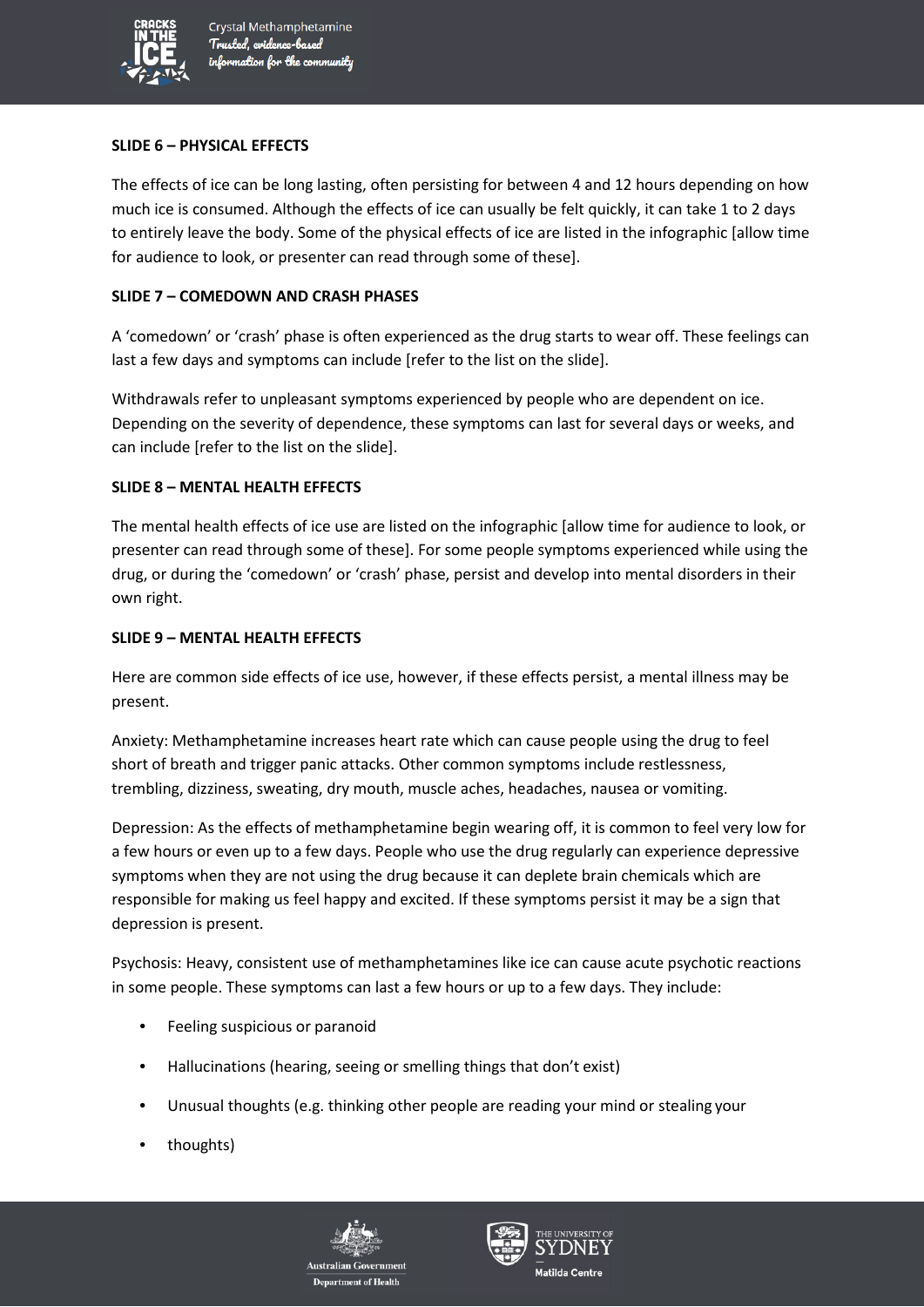**SLIDE 6 – PHYSICAL EFFECTS**

The effects of ice can be long lasting, often persisting for between 4 and 12 hours depending on how much ice is consumed. Although the effects of ice can usually be felt quickly, it can take 1 to 2 days to entirely leave the body. Some of the physical effects of ice are listed in the infographic [allow time for audience to look, or presenter can read through some of these].

**SLIDE 7 – COMEDOWN AND CRASH PHASES**

A 'comedown' or 'crash' phase is often experienced as the drug starts to wear off. These feelings can last a few days and symptoms can include [refer to the list on the slide].

Withdrawals refer to unpleasant symptoms experienced by people who are dependent on ice. Depending on the severity of dependence, these symptoms can last for several days or weeks, and can include [refer to the list on the slide].

**SLIDE 8 – MENTAL HEALTH EFFECTS**

The mental health effects of ice use are listed on the infographic [allow time for audience to look, or presenter can read through some of these]. For some people symptoms experienced while using the drug, or during the 'comedown' or 'crash' phase, persist and develop into mental disorders in their own right.

**SLIDE 9 – MENTAL HEALTH EFFECTS**

Here are common side effects of ice use, however, if these effects persist, a mental illness may be present.

Anxiety: Methamphetamine increases heart rate which can cause people using the drug to feel short of breath and trigger panic attacks. Other common symptoms include restlessness, trembling, dizziness, sweating, dry mouth, muscle aches, headaches, nausea or vomiting.

Depression: As the effects of methamphetamine begin wearing off, it is common to feel very low for a few hours or even up to a few days. People who use the drug regularly can experience depressive symptoms when they are not using the drug because it can deplete brain chemicals which are responsible for making us feel happy and excited. If these symptoms persist it may be a sign that depression is present.

Psychosis: Heavy, consistent use of methamphetamines like ice can cause acute psychotic reactions in some people. These symptoms can last a few hours or up to a few days. They include:

- Feeling suspicious or paranoid
- Hallucinations (hearing, seeing or smelling things that don't exist)
- Unusual thoughts (e.g. thinking other people are reading your mind or stealing your
- thoughts)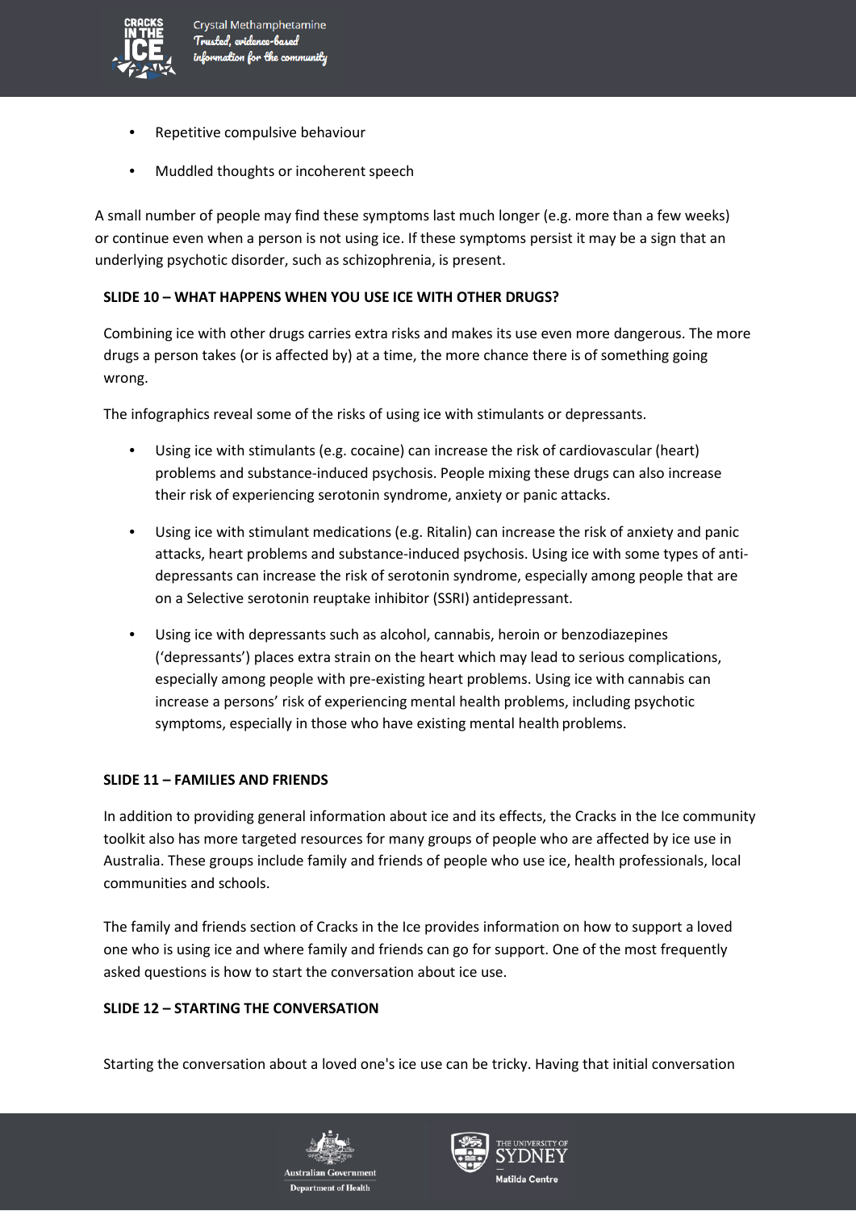- Repetitive compulsive behaviour
- Muddled thoughts or incoherent speech

A small number of people may find these symptoms last much longer (e.g. more than a few weeks) or continue even when a person is not using ice. If these symptoms persist it may be a sign that an underlying psychotic disorder, such as schizophrenia, is present.

**SLIDE 10 – WHAT HAPPENS WHEN YOU USE ICE WITH OTHER DRUGS?**

Combining ice with other drugs carries extra risks and makes its use even more dangerous. The more drugs a person takes (or is affected by) at a time, the more chance there is of something going wrong.

The infographics reveal some of the risks of using ice with stimulants or depressants.

- Using ice with stimulants (e.g. cocaine) can increase the risk of cardiovascular (heart) problems and substance-induced psychosis. People mixing these drugs can also increase their risk of experiencing serotonin syndrome, anxiety or panic attacks.
- Using ice with stimulant medications (e.g. Ritalin) can increase the risk of anxiety and panic attacks, heart problems and substance-induced psychosis. Using ice with some types of anti-depressants can increase the risk of serotonin syndrome, especially among people that are on a Selective serotonin reuptake inhibitor (SSRI) antidepressant.
- Using ice with depressants such as alcohol, cannabis, heroin or benzodiazepines ('depressants') places extra strain on the heart which may lead to serious complications, especially among people with pre-existing heart problems. Using ice with cannabis can increase a persons' risk of experiencing mental health problems, including psychotic symptoms, especially in those who have existing mental health problems.

**SLIDE 11 – FAMILIES AND FRIENDS**

In addition to providing general information about ice and its effects, the Cracks in the Ice community toolkit also has more targeted resources for many groups of people who are affected by ice use in Australia. These groups include family and friends of people who use ice, health professionals, local communities and schools.

The family and friends section of Cracks in the Ice provides information on how to support a loved one who is using ice and where family and friends can go for support. One of the most frequently asked questions is how to start the conversation about ice use.

**SLIDE 12 – STARTING THE CONVERSATION**

Starting the conversation about a loved one's ice use can be tricky. Having that initial conversation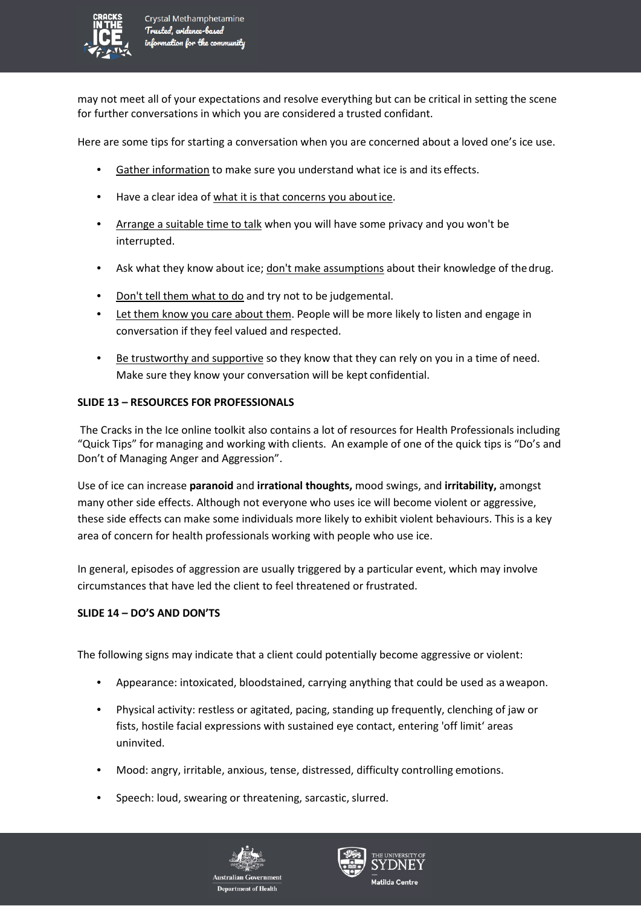may not meet all of your expectations and resolve everything but can be critical in setting the scene for further conversations in which you are considered a trusted confidant.

Here are some tips for starting a conversation when you are concerned about a loved one's ice use.

- Gather information to make sure you understand what ice is and its effects.
- Have a clear idea of what it is that concerns you about ice.
- Arrange a suitable time to talk when you will have some privacy and you won't be interrupted.
- Ask what they know about ice; don't make assumptions about their knowledge of the drug.
- Don't tell them what to do and try not to be judgemental.
- Let them know you care about them. People will be more likely to listen and engage in conversation if they feel valued and respected.
- Be trustworthy and supportive so they know that they can rely on you in a time of need. Make sure they know your conversation will be kept confidential.

**SLIDE 13 – RESOURCES FOR PROFESSIONALS**

The Cracks in the Ice online toolkit also contains a lot of resources for Health Professionals including "Quick Tips" for managing and working with clients. An example of one of the quick tips is "Do's and Don't of Managing Anger and Aggression".

Use of ice can increase **paranoid** and **irrational thoughts,** mood swings, and **irritability,** amongst many other side effects. Although not everyone who uses ice will become violent or aggressive, these side effects can make some individuals more likely to exhibit violent behaviours. This is a key area of concern for health professionals working with people who use ice.

In general, episodes of aggression are usually triggered by a particular event, which may involve circumstances that have led the client to feel threatened or frustrated.

**SLIDE 14 – DO'S AND DON'TS**

The following signs may indicate that a client could potentially become aggressive or violent:

- Appearance: intoxicated, bloodstained, carrying anything that could be used as a weapon.
- Physical activity: restless or agitated, pacing, standing up frequently, clenching of jaw or fists, hostile facial expressions with sustained eye contact, entering 'off limit' areas uninvited.
- Mood: angry, irritable, anxious, tense, distressed, difficulty controlling emotions.
- Speech: loud, swearing or threatening, sarcastic, slurred.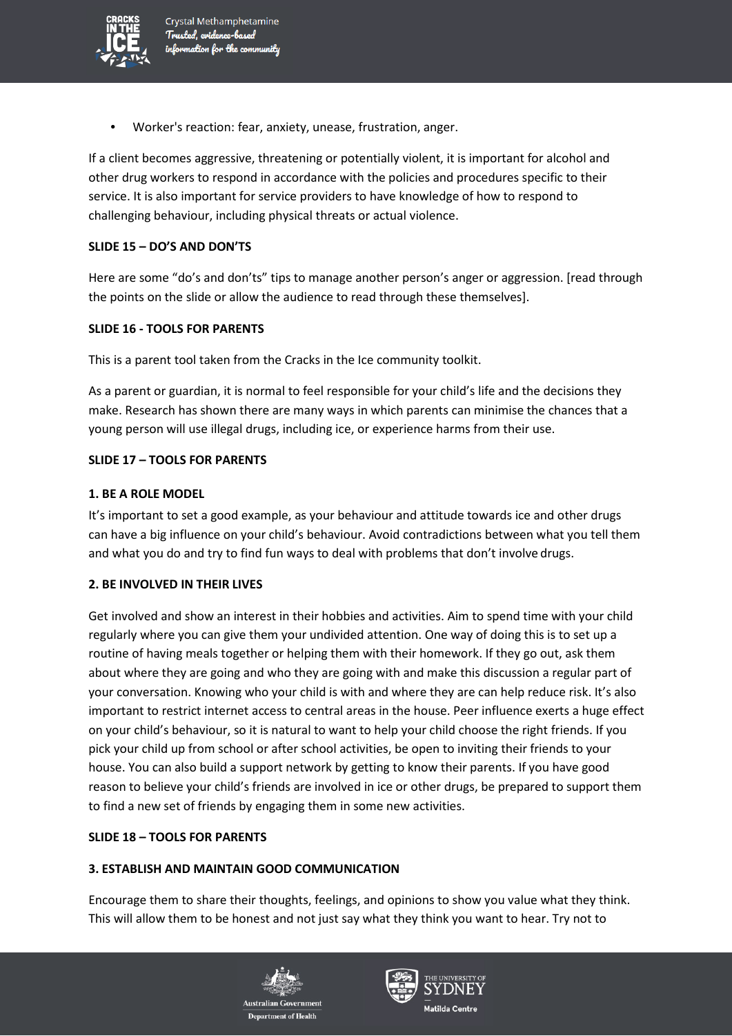- Worker's reaction: fear, anxiety, unease, frustration, anger.

If a client becomes aggressive, threatening or potentially violent, it is important for alcohol and other drug workers to respond in accordance with the policies and procedures specific to their service. It is also important for service providers to have knowledge of how to respond to challenging behaviour, including physical threats or actual violence.

**SLIDE 15 – DO'S AND DON'TS**

Here are some "do's and don'ts" tips to manage another person's anger or aggression. [read through the points on the slide or allow the audience to read through these themselves].

**SLIDE 16 - TOOLS FOR PARENTS**

This is a parent tool taken from the Cracks in the Ice community toolkit.

As a parent or guardian, it is normal to feel responsible for your child's life and the decisions they make. Research has shown there are many ways in which parents can minimise the chances that a young person will use illegal drugs, including ice, or experience harms from their use.

**SLIDE 17 – TOOLS FOR PARENTS**

**1. BE A ROLE MODEL**

It's important to set a good example, as your behaviour and attitude towards ice and other drugs can have a big influence on your child's behaviour. Avoid contradictions between what you tell them and what you do and try to find fun ways to deal with problems that don't involve drugs.

**2. BE INVOLVED IN THEIR LIVES**

Get involved and show an interest in their hobbies and activities. Aim to spend time with your child regularly where you can give them your undivided attention. One way of doing this is to set up a routine of having meals together or helping them with their homework. If they go out, ask them about where they are going and who they are going with and make this discussion a regular part of your conversation. Knowing who your child is with and where they are can help reduce risk. It's also important to restrict internet access to central areas in the house. Peer influence exerts a huge effect on your child's behaviour, so it is natural to want to help your child choose the right friends. If you pick your child up from school or after school activities, be open to inviting their friends to your house. You can also build a support network by getting to know their parents. If you have good reason to believe your child's friends are involved in ice or other drugs, be prepared to support them to find a new set of friends by engaging them in some new activities.

**SLIDE 18 – TOOLS FOR PARENTS**

**3. ESTABLISH AND MAINTAIN GOOD COMMUNICATION**

Encourage them to share their thoughts, feelings, and opinions to show you value what they think. This will allow them to be honest and not just say what they think you want to hear. Try not to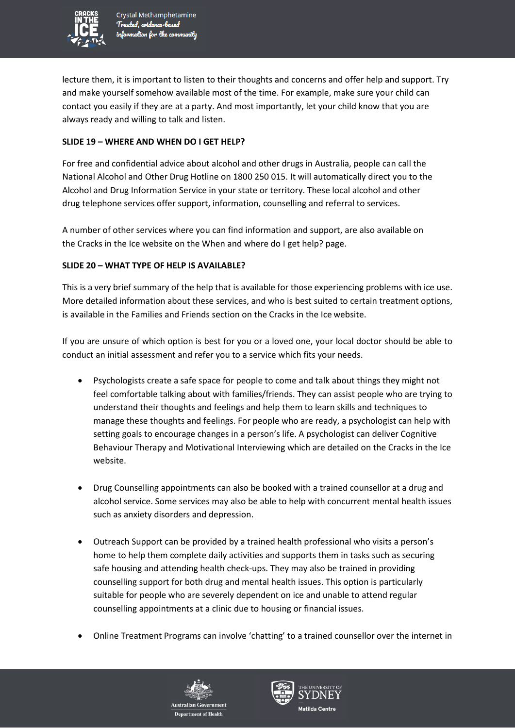lecture them, it is important to listen to their thoughts and concerns and offer help and support. Try and make yourself somehow available most of the time. For example, make sure your child can contact you easily if they are at a party. And most importantly, let your child know that you are always ready and willing to talk and listen.

**SLIDE 19 – WHERE AND WHEN DO I GET HELP?**

For free and confidential advice about alcohol and other drugs in Australia, people can call the National Alcohol and Other Drug Hotline on 1800 250 015. It will automatically direct you to the Alcohol and Drug Information Service in your state or territory. These local alcohol and other drug telephone services offer support, information, counselling and referral to services.

A number of other services where you can find information and support, are also available on the Cracks in the Ice website on the When and where do I get help? page.

**SLIDE 20 – WHAT TYPE OF HELP IS AVAILABLE?**

This is a very brief summary of the help that is available for those experiencing problems with ice use. More detailed information about these services, and who is best suited to certain treatment options, is available in the Families and Friends section on the Cracks in the Ice website.

If you are unsure of which option is best for you or a loved one, your local doctor should be able to conduct an initial assessment and refer you to a service which fits your needs.

- Psychologists create a safe space for people to come and talk about things they might not feel comfortable talking about with families/friends. They can assist people who are trying to understand their thoughts and feelings and help them to learn skills and techniques to manage these thoughts and feelings. For people who are ready, a psychologist can help with setting goals to encourage changes in a person's life. A psychologist can deliver Cognitive Behaviour Therapy and Motivational Interviewing which are detailed on the Cracks in the Ice website.

- Drug Counselling appointments can also be booked with a trained counsellor at a drug and alcohol service. Some services may also be able to help with concurrent mental health issues such as anxiety disorders and depression.

- Outreach Support can be provided by a trained health professional who visits a person's home to help them complete daily activities and supports them in tasks such as securing safe housing and attending health check-ups. They may also be trained in providing counselling support for both drug and mental health issues. This option is particularly suitable for people who are severely dependent on ice and unable to attend regular counselling appointments at a clinic due to housing or financial issues.

- Online Treatment Programs can involve 'chatting' to a trained counsellor over the internet in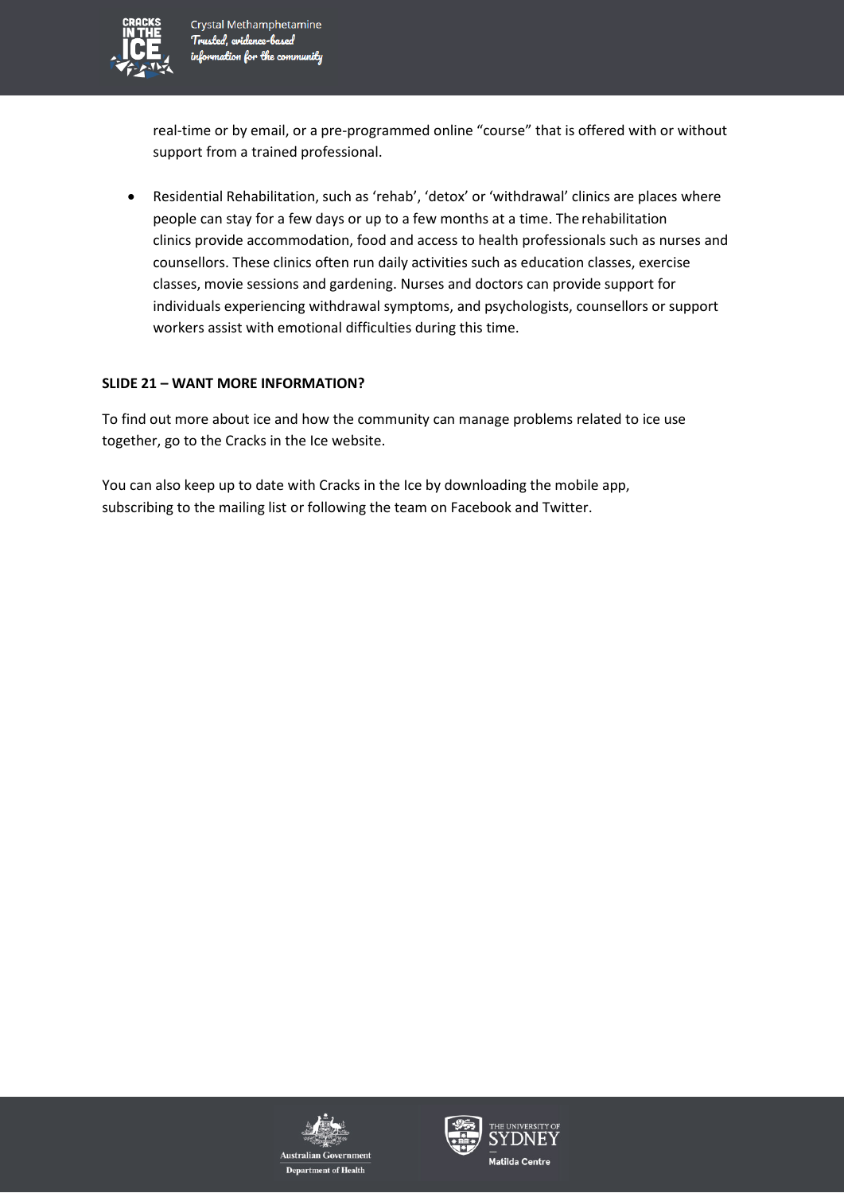real-time or by email, or a pre-programmed online "course" that is offered with or without support from a trained professional.

- Residential Rehabilitation, such as 'rehab', 'detox' or 'withdrawal' clinics are places where people can stay for a few days or up to a few months at a time. The rehabilitation clinics provide accommodation, food and access to health professionals such as nurses and counsellors. These clinics often run daily activities such as education classes, exercise classes, movie sessions and gardening. Nurses and doctors can provide support for individuals experiencing withdrawal symptoms, and psychologists, counsellors or support workers assist with emotional difficulties during this time.

**SLIDE 21 – WANT MORE INFORMATION?**

To find out more about ice and how the community can manage problems related to ice use together, go to the Cracks in the Ice website.

You can also keep up to date with Cracks in the Ice by downloading the mobile app, subscribing to the mailing list or following the team on Facebook and Twitter.